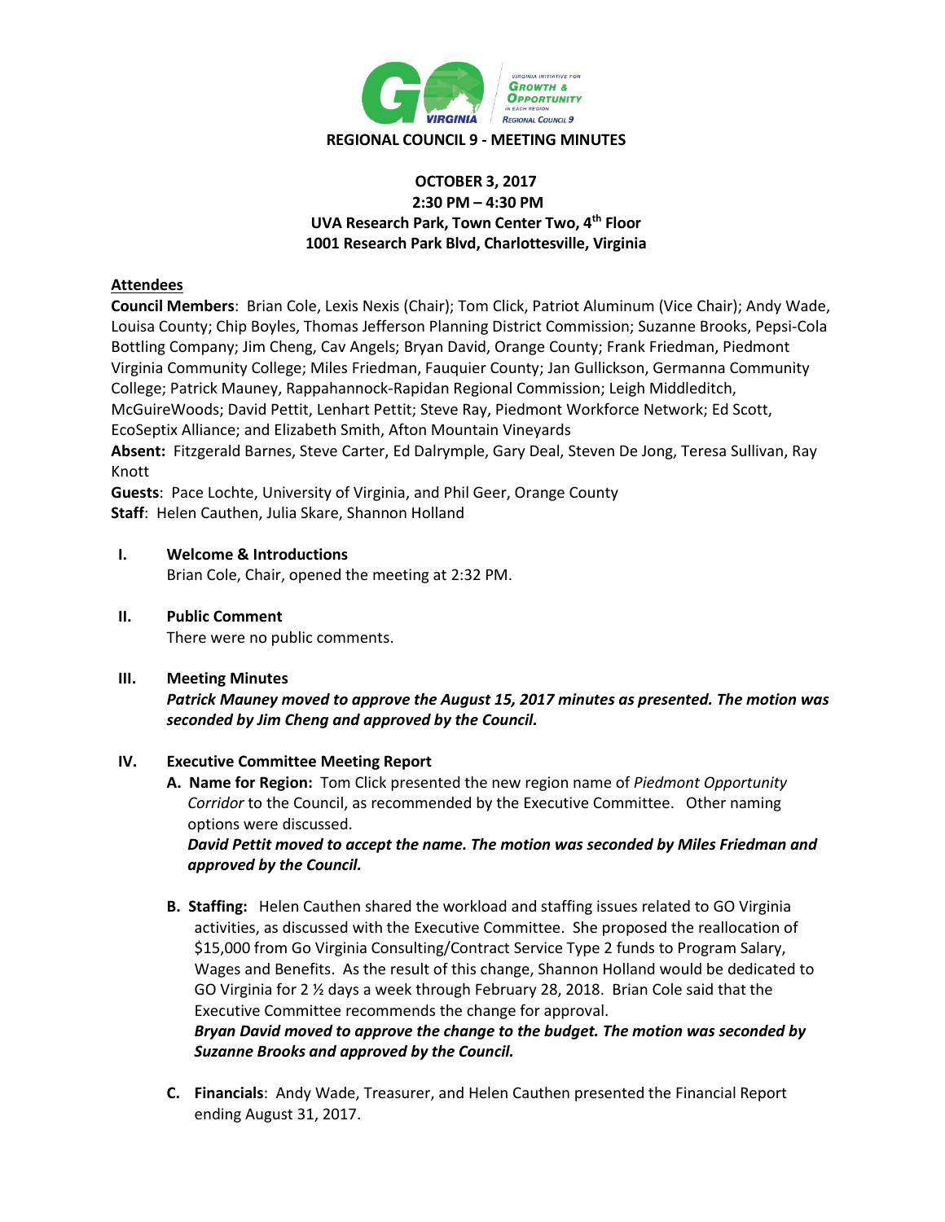# REGIONAL COUNCIL 9 - MEETING MINUTES

**OCTOBER 3, 2017**
**2:30 PM – 4:30 PM**
**UVA Research Park, Town Center Two, 4th Floor**
**1001 Research Park Blvd, Charlottesville, Virginia**

## Attendees

**Council Members**: Brian Cole, Lexis Nexis (Chair); Tom Click, Patriot Aluminum (Vice Chair); Andy Wade, Louisa County; Chip Boyles, Thomas Jefferson Planning District Commission; Suzanne Brooks, Pepsi-Cola Bottling Company; Jim Cheng, Cav Angels; Bryan David, Orange County; Frank Friedman, Piedmont Virginia Community College; Miles Friedman, Fauquier County; Jan Gullickson, Germanna Community College; Patrick Mauney, Rappahannock-Rapidan Regional Commission; Leigh Middleditch, McGuireWoods; David Pettit, Lenhart Pettit; Steve Ray, Piedmont Workforce Network; Ed Scott, EcoSeptix Alliance; and Elizabeth Smith, Afton Mountain Vineyards

**Absent:** Fitzgerald Barnes, Steve Carter, Ed Dalrymple, Gary Deal, Steven De Jong, Teresa Sullivan, Ray Knott

**Guests**: Pace Lochte, University of Virginia, and Phil Geer, Orange County

**Staff**: Helen Cauthen, Julia Skare, Shannon Holland

## I. Welcome & Introductions

Brian Cole, Chair, opened the meeting at 2:32 PM.

## II. Public Comment

There were no public comments.

## III. Meeting Minutes

***Patrick Mauney moved to approve the August 15, 2017 minutes as presented. The motion was seconded by Jim Cheng and approved by the Council.***

## IV. Executive Committee Meeting Report

**A. Name for Region:** Tom Click presented the new region name of *Piedmont Opportunity Corridor* to the Council, as recommended by the Executive Committee. Other naming options were discussed.

***David Pettit moved to accept the name. The motion was seconded by Miles Friedman and approved by the Council.***

**B. Staffing:** Helen Cauthen shared the workload and staffing issues related to GO Virginia activities, as discussed with the Executive Committee. She proposed the reallocation of \$15,000 from Go Virginia Consulting/Contract Service Type 2 funds to Program Salary, Wages and Benefits. As the result of this change, Shannon Holland would be dedicated to GO Virginia for 2 ½ days a week through February 28, 2018. Brian Cole said that the Executive Committee recommends the change for approval.

***Bryan David moved to approve the change to the budget. The motion was seconded by Suzanne Brooks and approved by the Council.***

**C. Financials**: Andy Wade, Treasurer, and Helen Cauthen presented the Financial Report ending August 31, 2017.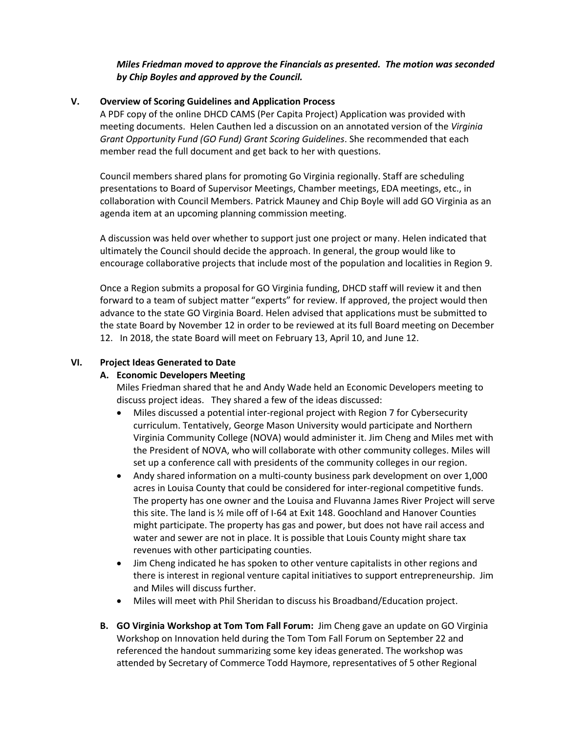*Miles Friedman moved to approve the Financials as presented. The motion was seconded by Chip Boyles and approved by the Council.*

## V. Overview of Scoring Guidelines and Application Process

A PDF copy of the online DHCD CAMS (Per Capita Project) Application was provided with meeting documents. Helen Cauthen led a discussion on an annotated version of the *Virginia Grant Opportunity Fund (GO Fund) Grant Scoring Guidelines*. She recommended that each member read the full document and get back to her with questions.

Council members shared plans for promoting Go Virginia regionally. Staff are scheduling presentations to Board of Supervisor Meetings, Chamber meetings, EDA meetings, etc., in collaboration with Council Members. Patrick Mauney and Chip Boyle will add GO Virginia as an agenda item at an upcoming planning commission meeting.

A discussion was held over whether to support just one project or many. Helen indicated that ultimately the Council should decide the approach. In general, the group would like to encourage collaborative projects that include most of the population and localities in Region 9.

Once a Region submits a proposal for GO Virginia funding, DHCD staff will review it and then forward to a team of subject matter "experts" for review. If approved, the project would then advance to the state GO Virginia Board. Helen advised that applications must be submitted to the state Board by November 12 in order to be reviewed at its full Board meeting on December 12. In 2018, the state Board will meet on February 13, April 10, and June 12.

## VI. Project Ideas Generated to Date

### A. Economic Developers Meeting

Miles Friedman shared that he and Andy Wade held an Economic Developers meeting to discuss project ideas. They shared a few of the ideas discussed:

- Miles discussed a potential inter-regional project with Region 7 for Cybersecurity curriculum. Tentatively, George Mason University would participate and Northern Virginia Community College (NOVA) would administer it. Jim Cheng and Miles met with the President of NOVA, who will collaborate with other community colleges. Miles will set up a conference call with presidents of the community colleges in our region.
- Andy shared information on a multi-county business park development on over 1,000 acres in Louisa County that could be considered for inter-regional competitive funds. The property has one owner and the Louisa and Fluvanna James River Project will serve this site. The land is ½ mile off of I-64 at Exit 148. Goochland and Hanover Counties might participate. The property has gas and power, but does not have rail access and water and sewer are not in place. It is possible that Louis County might share tax revenues with other participating counties.
- Jim Cheng indicated he has spoken to other venture capitalists in other regions and there is interest in regional venture capital initiatives to support entrepreneurship. Jim and Miles will discuss further.
- Miles will meet with Phil Sheridan to discuss his Broadband/Education project.

### B. GO Virginia Workshop at Tom Tom Fall Forum:

Jim Cheng gave an update on GO Virginia Workshop on Innovation held during the Tom Tom Fall Forum on September 22 and referenced the handout summarizing some key ideas generated. The workshop was attended by Secretary of Commerce Todd Haymore, representatives of 5 other Regional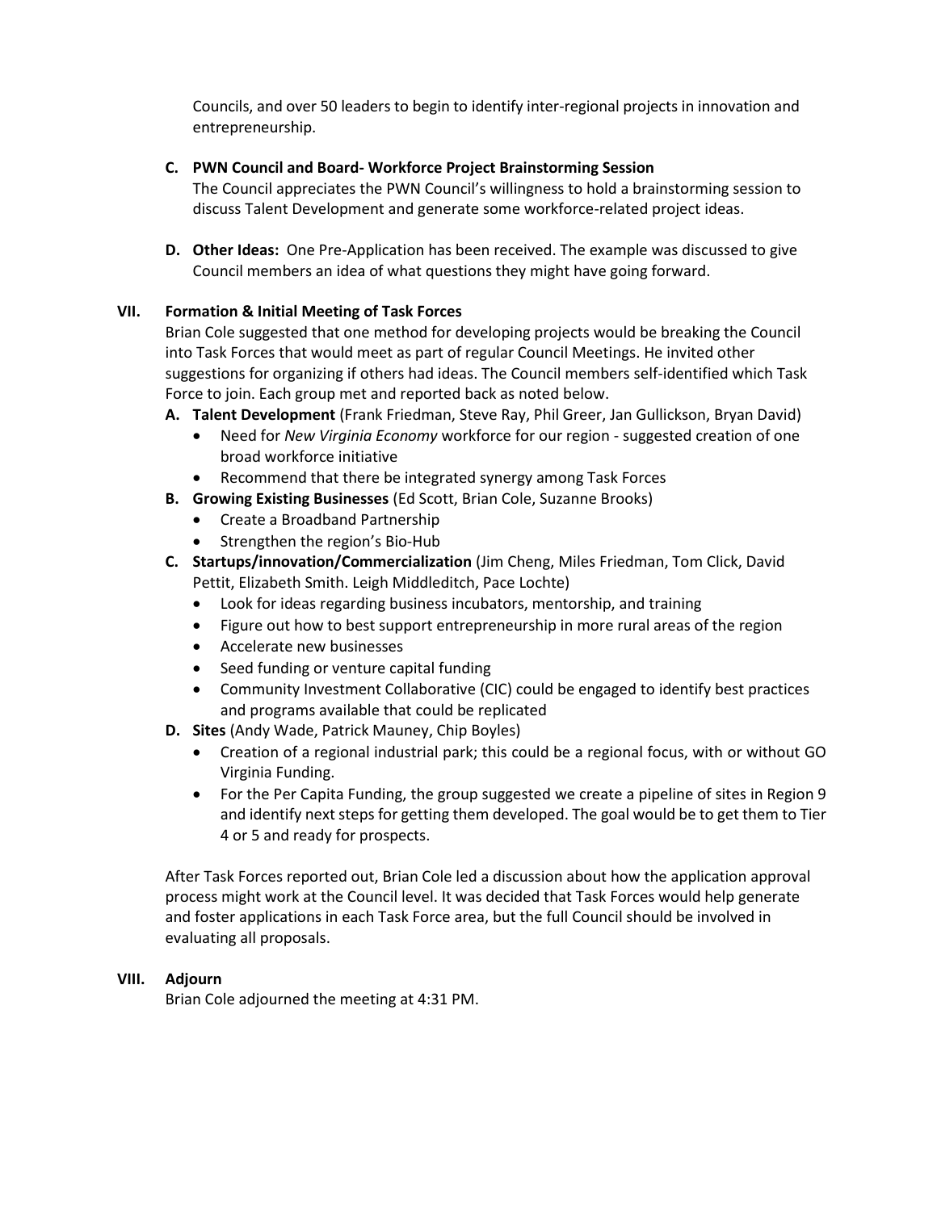Councils, and over 50 leaders to begin to identify inter-regional projects in innovation and entrepreneurship.

**C. PWN Council and Board- Workforce Project Brainstorming Session**

The Council appreciates the PWN Council's willingness to hold a brainstorming session to discuss Talent Development and generate some workforce-related project ideas.

**D. Other Ideas:** One Pre-Application has been received. The example was discussed to give Council members an idea of what questions they might have going forward.

## VII. Formation & Initial Meeting of Task Forces

Brian Cole suggested that one method for developing projects would be breaking the Council into Task Forces that would meet as part of regular Council Meetings. He invited other suggestions for organizing if others had ideas. The Council members self-identified which Task Force to join. Each group met and reported back as noted below.

**A. Talent Development** (Frank Friedman, Steve Ray, Phil Greer, Jan Gullickson, Bryan David)

- Need for *New Virginia Economy* workforce for our region - suggested creation of one broad workforce initiative
- Recommend that there be integrated synergy among Task Forces

**B. Growing Existing Businesses** (Ed Scott, Brian Cole, Suzanne Brooks)

- Create a Broadband Partnership
- Strengthen the region's Bio-Hub

**C. Startups/innovation/Commercialization** (Jim Cheng, Miles Friedman, Tom Click, David Pettit, Elizabeth Smith. Leigh Middleditch, Pace Lochte)

- Look for ideas regarding business incubators, mentorship, and training
- Figure out how to best support entrepreneurship in more rural areas of the region
- Accelerate new businesses
- Seed funding or venture capital funding
- Community Investment Collaborative (CIC) could be engaged to identify best practices and programs available that could be replicated

**D. Sites** (Andy Wade, Patrick Mauney, Chip Boyles)

- Creation of a regional industrial park; this could be a regional focus, with or without GO Virginia Funding.
- For the Per Capita Funding, the group suggested we create a pipeline of sites in Region 9 and identify next steps for getting them developed. The goal would be to get them to Tier 4 or 5 and ready for prospects.

After Task Forces reported out, Brian Cole led a discussion about how the application approval process might work at the Council level. It was decided that Task Forces would help generate and foster applications in each Task Force area, but the full Council should be involved in evaluating all proposals.

## VIII. Adjourn

Brian Cole adjourned the meeting at 4:31 PM.